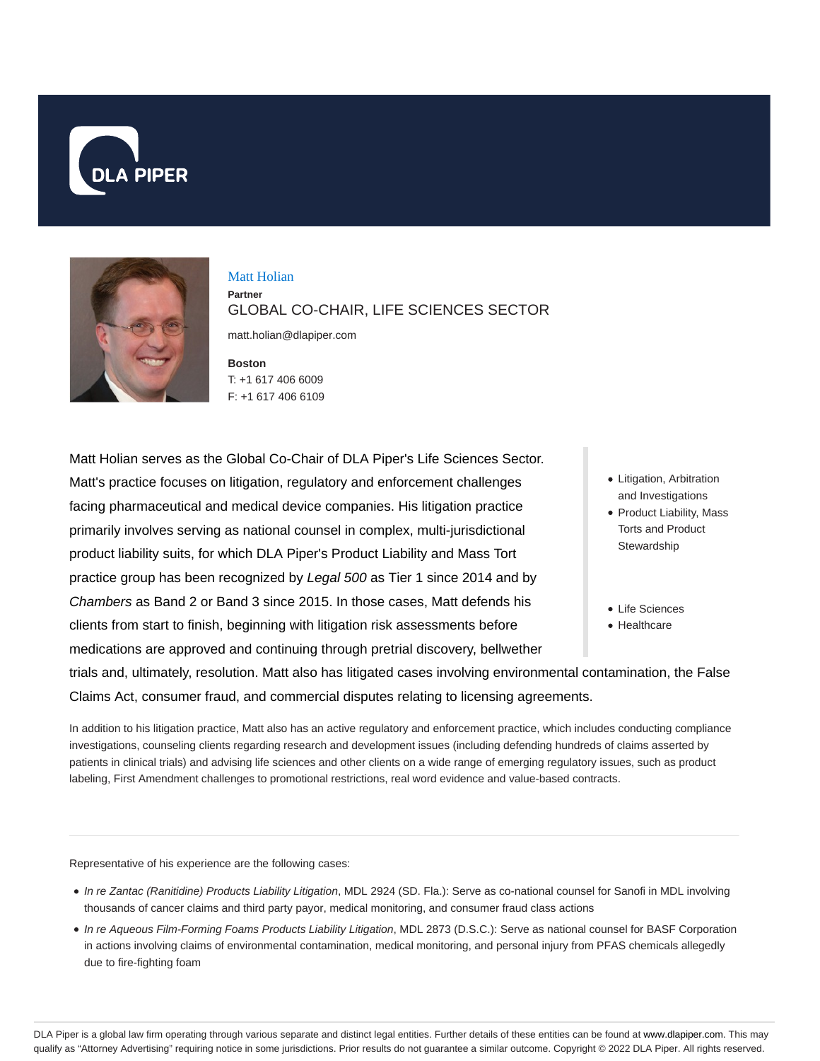DLA PIPER

# Matt Holian

**Partner**

GLOBAL CO-CHAIR, LIFE SCIENCES SECTOR

matt.holian@dlapiper.com

**Boston**

T: +1 617 406 6009

F: +1 617 406 6109

Matt Holian serves as the Global Co-Chair of DLA Piper's Life Sciences Sector. Matt's practice focuses on litigation, regulatory and enforcement challenges facing pharmaceutical and medical device companies. His litigation practice primarily involves serving as national counsel in complex, multi-jurisdictional product liability suits, for which DLA Piper's Product Liability and Mass Tort practice group has been recognized by *Legal 500* as Tier 1 since 2014 and by *Chambers* as Band 2 or Band 3 since 2015. In those cases, Matt defends his clients from start to finish, beginning with litigation risk assessments before medications are approved and continuing through pretrial discovery, bellwether trials and, ultimately, resolution. Matt also has litigated cases involving environmental contamination, the False Claims Act, consumer fraud, and commercial disputes relating to licensing agreements.

- Litigation, Arbitration and Investigations
- Product Liability, Mass Torts and Product Stewardship

- Life Sciences
- Healthcare

In addition to his litigation practice, Matt also has an active regulatory and enforcement practice, which includes conducting compliance investigations, counseling clients regarding research and development issues (including defending hundreds of claims asserted by patients in clinical trials) and advising life sciences and other clients on a wide range of emerging regulatory issues, such as product labeling, First Amendment challenges to promotional restrictions, real word evidence and value-based contracts.

---

Representative of his experience are the following cases:

- *In re Zantac (Ranitidine) Products Liability Litigation*, MDL 2924 (SD. Fla.): Serve as co-national counsel for Sanofi in MDL involving thousands of cancer claims and third party payor, medical monitoring, and consumer fraud class actions
- *In re Aqueous Film-Forming Foams Products Liability Litigation*, MDL 2873 (D.S.C.): Serve as national counsel for BASF Corporation in actions involving claims of environmental contamination, medical monitoring, and personal injury from PFAS chemicals allegedly due to fire-fighting foam

DLA Piper is a global law firm operating through various separate and distinct legal entities. Further details of these entities can be found at www.dlapiper.com. This may qualify as "Attorney Advertising" requiring notice in some jurisdictions. Prior results do not guarantee a similar outcome. Copyright © 2022 DLA Piper. All rights reserved.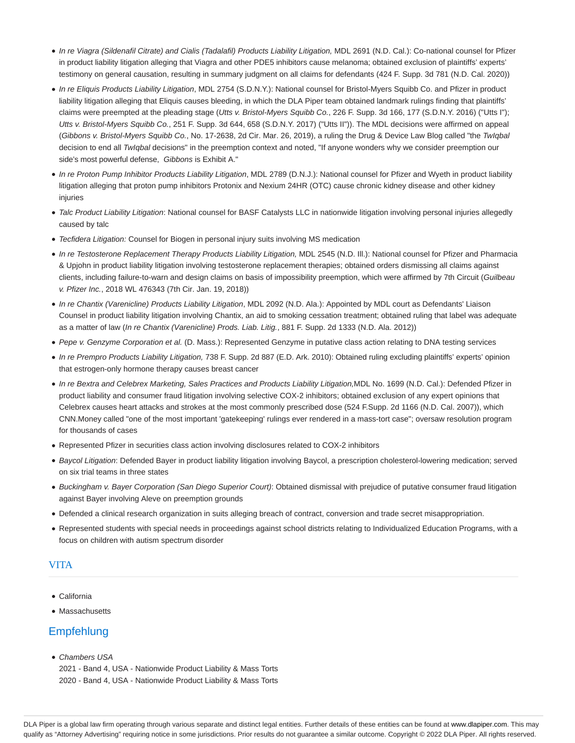- *In re Viagra (Sildenafil Citrate) and Cialis (Tadalafil) Products Liability Litigation,* MDL 2691 (N.D. Cal.): Co-national counsel for Pfizer in product liability litigation alleging that Viagra and other PDE5 inhibitors cause melanoma; obtained exclusion of plaintiffs' experts' testimony on general causation, resulting in summary judgment on all claims for defendants (424 F. Supp. 3d 781 (N.D. Cal. 2020))
- *In re Eliquis Products Liability Litigation*, MDL 2754 (S.D.N.Y.): National counsel for Bristol-Myers Squibb Co. and Pfizer in product liability litigation alleging that Eliquis causes bleeding, in which the DLA Piper team obtained landmark rulings finding that plaintiffs' claims were preempted at the pleading stage (*Utts v. Bristol-Myers Squibb Co.*, 226 F. Supp. 3d 166, 177 (S.D.N.Y. 2016) ("Utts I"); *Utts v. Bristol-Myers Squibb Co.*, 251 F. Supp. 3d 644, 658 (S.D.N.Y. 2017) ("Utts II")). The MDL decisions were affirmed on appeal (*Gibbons v. Bristol-Myers Squibb Co.*, No. 17-2638, 2d Cir. Mar. 26, 2019), a ruling the Drug & Device Law Blog called "the *TwIqbal* decision to end all *TwIqbal* decisions" in the preemption context and noted, "If anyone wonders why we consider preemption our side's most powerful defense, *Gibbons* is Exhibit A."
- *In re Proton Pump Inhibitor Products Liability Litigation*, MDL 2789 (D.N.J.): National counsel for Pfizer and Wyeth in product liability litigation alleging that proton pump inhibitors Protonix and Nexium 24HR (OTC) cause chronic kidney disease and other kidney injuries
- *Talc Product Liability Litigation*: National counsel for BASF Catalysts LLC in nationwide litigation involving personal injuries allegedly caused by talc
- *Tecfidera Litigation:* Counsel for Biogen in personal injury suits involving MS medication
- *In re Testosterone Replacement Therapy Products Liability Litigation,* MDL 2545 (N.D. Ill.): National counsel for Pfizer and Pharmacia & Upjohn in product liability litigation involving testosterone replacement therapies; obtained orders dismissing all claims against clients, including failure-to-warn and design claims on basis of impossibility preemption, which were affirmed by 7th Circuit (*Guilbeau v. Pfizer Inc.*, 2018 WL 476343 (7th Cir. Jan. 19, 2018))
- *In re Chantix (Varenicline) Products Liability Litigation*, MDL 2092 (N.D. Ala.): Appointed by MDL court as Defendants' Liaison Counsel in product liability litigation involving Chantix, an aid to smoking cessation treatment; obtained ruling that label was adequate as a matter of law (*In re Chantix (Varenicline) Prods. Liab. Litig.*, 881 F. Supp. 2d 1333 (N.D. Ala. 2012))
- *Pepe v. Genzyme Corporation et al.* (D. Mass.): Represented Genzyme in putative class action relating to DNA testing services
- *In re Prempro Products Liability Litigation,* 738 F. Supp. 2d 887 (E.D. Ark. 2010): Obtained ruling excluding plaintiffs' experts' opinion that estrogen-only hormone therapy causes breast cancer
- *In re Bextra and Celebrex Marketing, Sales Practices and Products Liability Litigation,*MDL No. 1699 (N.D. Cal.): Defended Pfizer in product liability and consumer fraud litigation involving selective COX-2 inhibitors; obtained exclusion of any expert opinions that Celebrex causes heart attacks and strokes at the most commonly prescribed dose (524 F.Supp. 2d 1166 (N.D. Cal. 2007)), which CNN.Money called "one of the most important 'gatekeeping' rulings ever rendered in a mass-tort case"; oversaw resolution program for thousands of cases
- Represented Pfizer in securities class action involving disclosures related to COX-2 inhibitors
- *Baycol Litigation*: Defended Bayer in product liability litigation involving Baycol, a prescription cholesterol-lowering medication; served on six trial teams in three states
- *Buckingham v. Bayer Corporation (San Diego Superior Court)*: Obtained dismissal with prejudice of putative consumer fraud litigation against Bayer involving Aleve on preemption grounds
- Defended a clinical research organization in suits alleging breach of contract, conversion and trade secret misappropriation.
- Represented students with special needs in proceedings against school districts relating to Individualized Education Programs, with a focus on children with autism spectrum disorder

## VITA

- California
- Massachusetts

## Empfehlung

- *Chambers USA*
  2021 - Band 4, USA - Nationwide Product Liability & Mass Torts
  2020 - Band 4, USA - Nationwide Product Liability & Mass Torts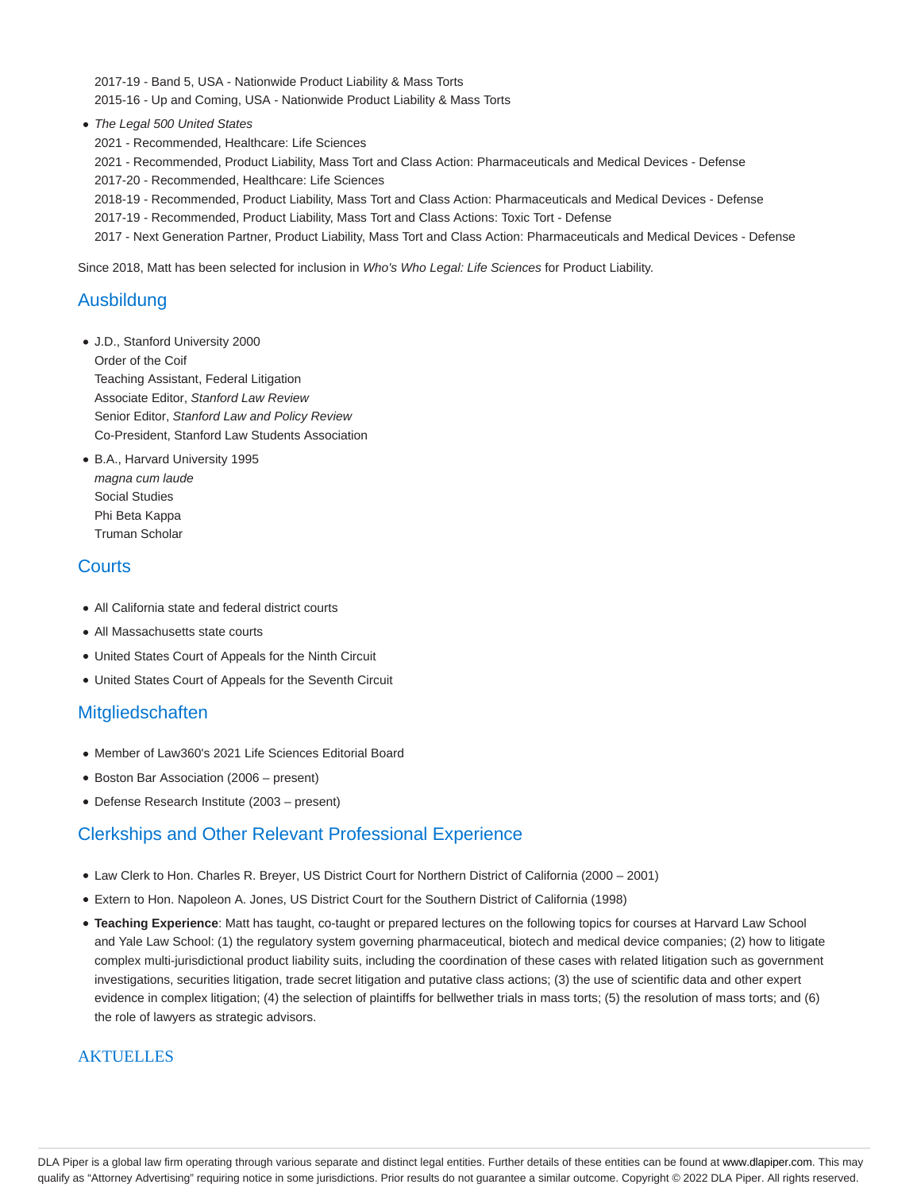2017-19 - Band 5, USA - Nationwide Product Liability & Mass Torts
2015-16 - Up and Coming, USA - Nationwide Product Liability & Mass Torts

- *The Legal 500 United States*
  2021 - Recommended, Healthcare: Life Sciences
  2021 - Recommended, Product Liability, Mass Tort and Class Action: Pharmaceuticals and Medical Devices - Defense
  2017-20 - Recommended, Healthcare: Life Sciences
  2018-19 - Recommended, Product Liability, Mass Tort and Class Action: Pharmaceuticals and Medical Devices - Defense
  2017-19 - Recommended, Product Liability, Mass Tort and Class Actions: Toxic Tort - Defense
  2017 - Next Generation Partner, Product Liability, Mass Tort and Class Action: Pharmaceuticals and Medical Devices - Defense

Since 2018, Matt has been selected for inclusion in *Who's Who Legal: Life Sciences* for Product Liability.

## Ausbildung

- J.D., Stanford University 2000
  Order of the Coif
  Teaching Assistant, Federal Litigation
  Associate Editor, *Stanford Law Review*
  Senior Editor, *Stanford Law and Policy Review*
  Co-President, Stanford Law Students Association
- B.A., Harvard University 1995
  *magna cum laude*
  Social Studies
  Phi Beta Kappa
  Truman Scholar

## Courts

- All California state and federal district courts
- All Massachusetts state courts
- United States Court of Appeals for the Ninth Circuit
- United States Court of Appeals for the Seventh Circuit

## Mitgliedschaften

- Member of Law360's 2021 Life Sciences Editorial Board
- Boston Bar Association (2006 – present)
- Defense Research Institute (2003 – present)

## Clerkships and Other Relevant Professional Experience

- Law Clerk to Hon. Charles R. Breyer, US District Court for Northern District of California (2000 – 2001)
- Extern to Hon. Napoleon A. Jones, US District Court for the Southern District of California (1998)
- **Teaching Experience**: Matt has taught, co-taught or prepared lectures on the following topics for courses at Harvard Law School and Yale Law School: (1) the regulatory system governing pharmaceutical, biotech and medical device companies; (2) how to litigate complex multi-jurisdictional product liability suits, including the coordination of these cases with related litigation such as government investigations, securities litigation, trade secret litigation and putative class actions; (3) the use of scientific data and other expert evidence in complex litigation; (4) the selection of plaintiffs for bellwether trials in mass torts; (5) the resolution of mass torts; and (6) the role of lawyers as strategic advisors.

## AKTUELLES

DLA Piper is a global law firm operating through various separate and distinct legal entities. Further details of these entities can be found at www.dlapiper.com. This may qualify as "Attorney Advertising" requiring notice in some jurisdictions. Prior results do not guarantee a similar outcome. Copyright © 2022 DLA Piper. All rights reserved.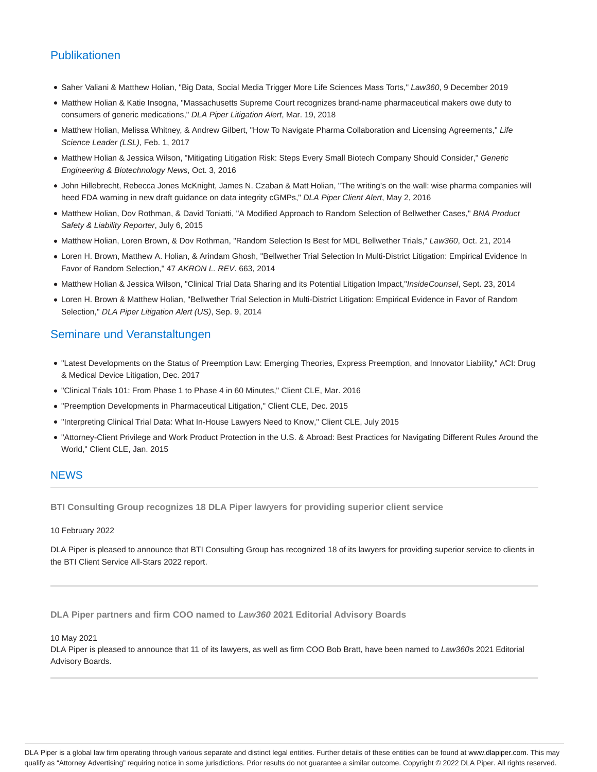## Publikationen

- Saher Valiani & Matthew Holian, "Big Data, Social Media Trigger More Life Sciences Mass Torts," *Law360*, 9 December 2019
- Matthew Holian & Katie Insogna, "Massachusetts Supreme Court recognizes brand-name pharmaceutical makers owe duty to consumers of generic medications," *DLA Piper Litigation Alert*, Mar. 19, 2018
- Matthew Holian, Melissa Whitney, & Andrew Gilbert, "How To Navigate Pharma Collaboration and Licensing Agreements," *Life Science Leader (LSL),* Feb. 1, 2017
- Matthew Holian & Jessica Wilson, "Mitigating Litigation Risk: Steps Every Small Biotech Company Should Consider," *Genetic Engineering & Biotechnology News*, Oct. 3, 2016
- John Hillebrecht, Rebecca Jones McKnight, James N. Czaban & Matt Holian, "The writing's on the wall: wise pharma companies will heed FDA warning in new draft guidance on data integrity cGMPs," *DLA Piper Client Alert*, May 2, 2016
- Matthew Holian, Dov Rothman, & David Toniatti, "A Modified Approach to Random Selection of Bellwether Cases," *BNA Product Safety & Liability Reporter*, July 6, 2015
- Matthew Holian, Loren Brown, & Dov Rothman, "Random Selection Is Best for MDL Bellwether Trials," *Law360*, Oct. 21, 2014
- Loren H. Brown, Matthew A. Holian, & Arindam Ghosh, "Bellwether Trial Selection In Multi-District Litigation: Empirical Evidence In Favor of Random Selection," 47 *AKRON L. REV*. 663, 2014
- Matthew Holian & Jessica Wilson, "Clinical Trial Data Sharing and its Potential Litigation Impact,"*InsideCounsel*, Sept. 23, 2014
- Loren H. Brown & Matthew Holian, "Bellwether Trial Selection in Multi-District Litigation: Empirical Evidence in Favor of Random Selection," *DLA Piper Litigation Alert (US)*, Sep. 9, 2014

## Seminare und Veranstaltungen

- "Latest Developments on the Status of Preemption Law: Emerging Theories, Express Preemption, and Innovator Liability," ACI: Drug & Medical Device Litigation, Dec. 2017
- "Clinical Trials 101: From Phase 1 to Phase 4 in 60 Minutes," Client CLE, Mar. 2016
- "Preemption Developments in Pharmaceutical Litigation," Client CLE, Dec. 2015
- "Interpreting Clinical Trial Data: What In-House Lawyers Need to Know," Client CLE, July 2015
- "Attorney-Client Privilege and Work Product Protection in the U.S. & Abroad: Best Practices for Navigating Different Rules Around the World," Client CLE, Jan. 2015

## NEWS

### BTI Consulting Group recognizes 18 DLA Piper lawyers for providing superior client service

10 February 2022

DLA Piper is pleased to announce that BTI Consulting Group has recognized 18 of its lawyers for providing superior service to clients in the BTI Client Service All-Stars 2022 report.

### DLA Piper partners and firm COO named to *Law360* 2021 Editorial Advisory Boards

10 May 2021

DLA Piper is pleased to announce that 11 of its lawyers, as well as firm COO Bob Bratt, have been named to *Law360*s 2021 Editorial Advisory Boards.

DLA Piper is a global law firm operating through various separate and distinct legal entities. Further details of these entities can be found at www.dlapiper.com. This may qualify as "Attorney Advertising" requiring notice in some jurisdictions. Prior results do not guarantee a similar outcome. Copyright © 2022 DLA Piper. All rights reserved.